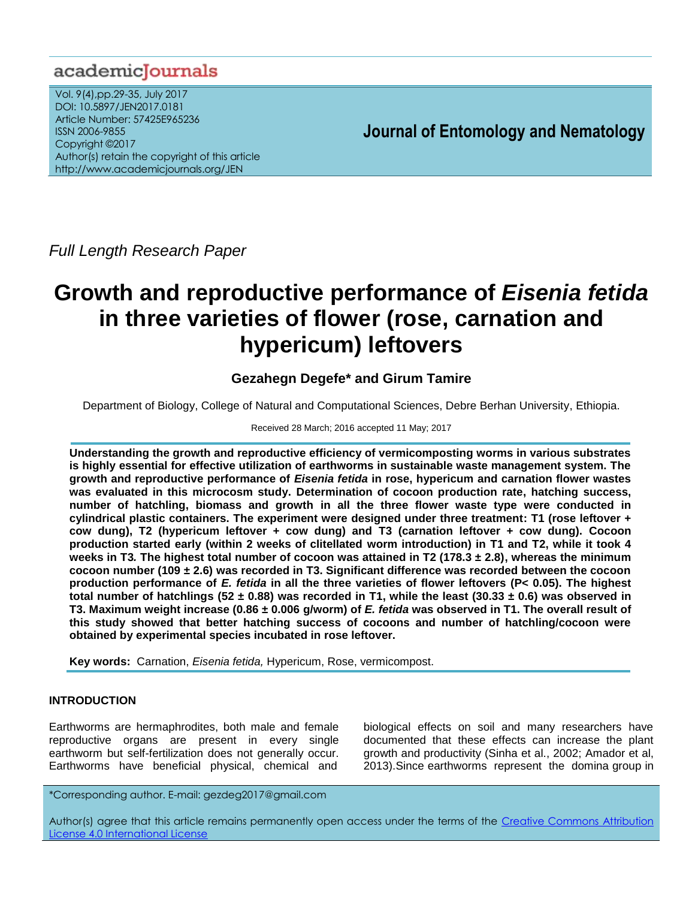Full Length Research Paper

# Growth and reproductive performance of *Eisenia fetida* in three varieties of flower (rose, carnation and hypericum) leftovers

**Gezahegn Degefe\* and Girum Tamire**

Department of Biology, College of Natural and Computational Sciences, Debre Berhan University, Ethiopia.

Received 28 March; 2016 accepted 11 May; 2017

**Understanding the growth and reproductive efficiency of vermicomposting worms in various substrates is highly essential for effective utilization of earthworms in sustainable waste management system. The growth and reproductive performance of *Eisenia fetida* in rose, hypericum and carnation flower wastes was evaluated in this microcosm study. Determination of cocoon production rate, hatching success, number of hatchling, biomass and growth in all the three flower waste type were conducted in cylindrical plastic containers. The experiment were designed under three treatment: T1 (rose leftover + cow dung), T2 (hypericum leftover + cow dung) and T3 (carnation leftover + cow dung). Cocoon production started early (within 2 weeks of clitellated worm introduction) in T1 and T2, while it took 4 weeks in T3. The highest total number of cocoon was attained in T2 (178.3 ± 2.8), whereas the minimum cocoon number (109 ± 2.6) was recorded in T3. Significant difference was recorded between the cocoon production performance of *E. fetida* in all the three varieties of flower leftovers (P< 0.05). The highest total number of hatchlings (52 ± 0.88) was recorded in T1, while the least (30.33 ± 0.6) was observed in T3. Maximum weight increase (0.86 ± 0.006 g/worm) of *E. fetida* was observed in T1. The overall result of this study showed that better hatching success of cocoons and number of hatchling/cocoon were obtained by experimental species incubated in rose leftover.**

**Key words:** Carnation, *Eisenia fetida,* Hypericum, Rose, vermicompost.

## INTRODUCTION

Earthworms are hermaphrodites, both male and female reproductive organs are present in every single earthworm but self-fertilization does not generally occur. Earthworms have beneficial physical, chemical and biological effects on soil and many researchers have documented that these effects can increase the plant growth and productivity (Sinha et al., 2002; Amador et al, 2013).Since earthworms represent the domina group in

\*Corresponding author. E-mail: gezdeg2017@gmail.com

Author(s) agree that this article remains permanently open access under the terms of the Creative Commons Attribution License 4.0 International License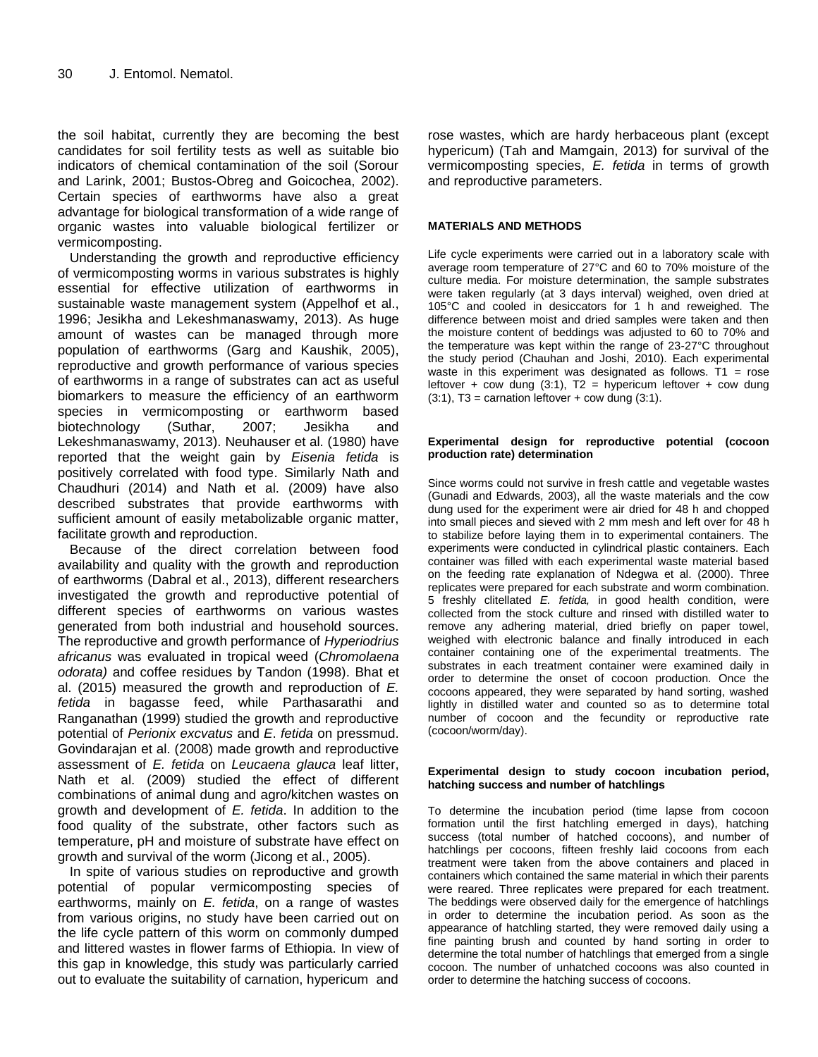the soil habitat, currently they are becoming the best candidates for soil fertility tests as well as suitable bio indicators of chemical contamination of the soil (Sorour and Larink, 2001; Bustos-Obreg and Goicochea, 2002). Certain species of earthworms have also a great advantage for biological transformation of a wide range of organic wastes into valuable biological fertilizer or vermicomposting.

Understanding the growth and reproductive efficiency of vermicomposting worms in various substrates is highly essential for effective utilization of earthworms in sustainable waste management system (Appelhof et al., 1996; Jesikha and Lekeshmanaswamy, 2013). As huge amount of wastes can be managed through more population of earthworms (Garg and Kaushik, 2005), reproductive and growth performance of various species of earthworms in a range of substrates can act as useful biomarkers to measure the efficiency of an earthworm species in vermicomposting or earthworm based biotechnology (Suthar, 2007; Jesikha and Lekeshmanaswamy, 2013). Neuhauser et al. (1980) have reported that the weight gain by *Eisenia fetida* is positively correlated with food type. Similarly Nath and Chaudhuri (2014) and Nath et al. (2009) have also described substrates that provide earthworms with sufficient amount of easily metabolizable organic matter, facilitate growth and reproduction.

Because of the direct correlation between food availability and quality with the growth and reproduction of earthworms (Dabral et al., 2013), different researchers investigated the growth and reproductive potential of different species of earthworms on various wastes generated from both industrial and household sources. The reproductive and growth performance of *Hyperiodrius africanus* was evaluated in tropical weed (*Chromolaena odorata)* and coffee residues by Tandon (1998). Bhat et al. (2015) measured the growth and reproduction of *E. fetida* in bagasse feed, while Parthasarathi and Ranganathan (1999) studied the growth and reproductive potential of *Perionix excvatus* and *E. fetida* on pressmud. Govindarajan et al. (2008) made growth and reproductive assessment of *E. fetida* on *Leucaena glauca* leaf litter, Nath et al. (2009) studied the effect of different combinations of animal dung and agro/kitchen wastes on growth and development of *E. fetida*. In addition to the food quality of the substrate, other factors such as temperature, pH and moisture of substrate have effect on growth and survival of the worm (Jicong et al., 2005).

In spite of various studies on reproductive and growth potential of popular vermicomposting species of earthworms, mainly on *E. fetida*, on a range of wastes from various origins, no study have been carried out on the life cycle pattern of this worm on commonly dumped and littered wastes in flower farms of Ethiopia. In view of this gap in knowledge, this study was particularly carried out to evaluate the suitability of carnation, hypericum and rose wastes, which are hardy herbaceous plant (except hypericum) (Tah and Mamgain, 2013) for survival of the vermicomposting species, *E. fetida* in terms of growth and reproductive parameters.

## MATERIALS AND METHODS

Life cycle experiments were carried out in a laboratory scale with average room temperature of 27°C and 60 to 70% moisture of the culture media. For moisture determination, the sample substrates were taken regularly (at 3 days interval) weighed, oven dried at 105°C and cooled in desiccators for 1 h and reweighed. The difference between moist and dried samples were taken and then the moisture content of beddings was adjusted to 60 to 70% and the temperature was kept within the range of 23-27°C throughout the study period (Chauhan and Joshi, 2010). Each experimental waste in this experiment was designated as follows. T1 = rose leftover + cow dung (3:1), T2 = hypericum leftover + cow dung (3:1), T3 = carnation leftover + cow dung (3:1).

### Experimental design for reproductive potential (cocoon production rate) determination

Since worms could not survive in fresh cattle and vegetable wastes (Gunadi and Edwards, 2003), all the waste materials and the cow dung used for the experiment were air dried for 48 h and chopped into small pieces and sieved with 2 mm mesh and left over for 48 h to stabilize before laying them in to experimental containers. The experiments were conducted in cylindrical plastic containers. Each container was filled with each experimental waste material based on the feeding rate explanation of Ndegwa et al. (2000). Three replicates were prepared for each substrate and worm combination. 5 freshly clitellated *E. fetida,* in good health condition, were collected from the stock culture and rinsed with distilled water to remove any adhering material, dried briefly on paper towel, weighed with electronic balance and finally introduced in each container containing one of the experimental treatments. The substrates in each treatment container were examined daily in order to determine the onset of cocoon production. Once the cocoons appeared, they were separated by hand sorting, washed lightly in distilled water and counted so as to determine total number of cocoon and the fecundity or reproductive rate (cocoon/worm/day).

### Experimental design to study cocoon incubation period, hatching success and number of hatchlings

To determine the incubation period (time lapse from cocoon formation until the first hatchling emerged in days), hatching success (total number of hatched cocoons), and number of hatchlings per cocoons, fifteen freshly laid cocoons from each treatment were taken from the above containers and placed in containers which contained the same material in which their parents were reared. Three replicates were prepared for each treatment. The beddings were observed daily for the emergence of hatchlings in order to determine the incubation period. As soon as the appearance of hatchling started, they were removed daily using a fine painting brush and counted by hand sorting in order to determine the total number of hatchlings that emerged from a single cocoon. The number of unhatched cocoons was also counted in order to determine the hatching success of cocoons.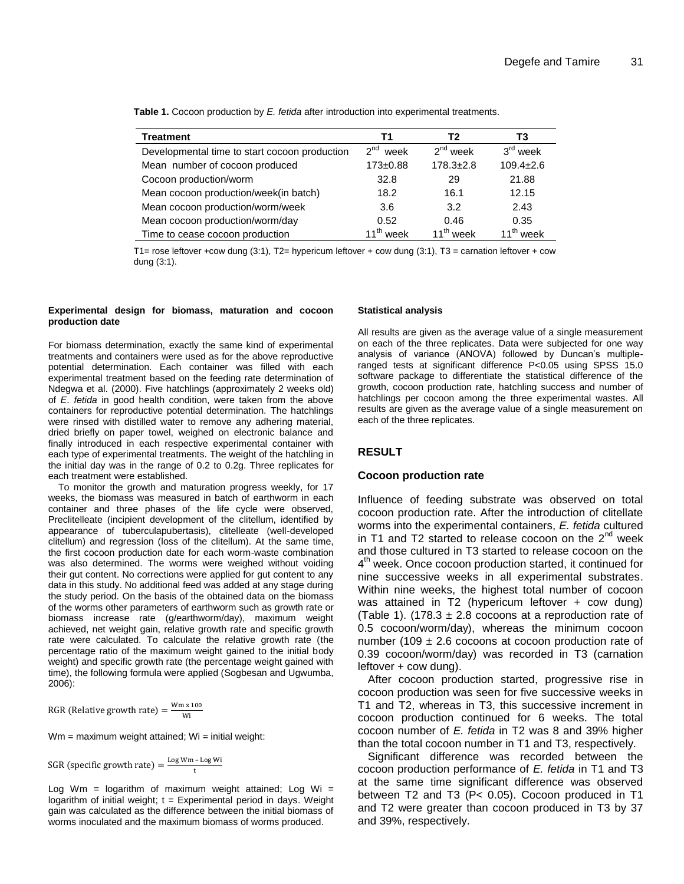**Table 1.** Cocoon production by *E. fetida* after introduction into experimental treatments.

| Treatment | T1 | T2 | T3 |
|---|---|---|---|
| Developmental time to start cocoon production | 2nd week | 2nd week | 3rd week |
| Mean number of cocoon produced | 173±0.88 | 178.3±2.8 | 109.4±2.6 |
| Cocoon production/worm | 32.8 | 29 | 21.88 |
| Mean cocoon production/week(in batch) | 18.2 | 16.1 | 12.15 |
| Mean cocoon production/worm/week | 3.6 | 3.2 | 2.43 |
| Mean cocoon production/worm/day | 0.52 | 0.46 | 0.35 |
| Time to cease cocoon production | 11th week | 11th week | 11th week |

T1= rose leftover +cow dung (3:1), T2= hypericum leftover + cow dung (3:1), T3 = carnation leftover + cow dung (3:1).

#### Experimental design for biomass, maturation and cocoon production date

For biomass determination, exactly the same kind of experimental treatments and containers were used as for the above reproductive potential determination. Each container was filled with each experimental treatment based on the feeding rate determination of Ndegwa et al. (2000). Five hatchlings (approximately 2 weeks old) of *E*. *fetida* in good health condition, were taken from the above containers for reproductive potential determination. The hatchlings were rinsed with distilled water to remove any adhering material, dried briefly on paper towel, weighed on electronic balance and finally introduced in each respective experimental container with each type of experimental treatments. The weight of the hatchling in the initial day was in the range of 0.2 to 0.2g. Three replicates for each treatment were established.

To monitor the growth and maturation progress weekly, for 17 weeks, the biomass was measured in batch of earthworm in each container and three phases of the life cycle were observed, Preclitelleate (incipient development of the clitellum, identified by appearance of tuberculapubertasis), clitelleate (well-developed clitellum) and regression (loss of the clitellum). At the same time, the first cocoon production date for each worm-waste combination was also determined. The worms were weighed without voiding their gut content. No corrections were applied for gut content to any data in this study. No additional feed was added at any stage during the study period. On the basis of the obtained data on the biomass of the worms other parameters of earthworm such as growth rate or biomass increase rate (g/earthworm/day), maximum weight achieved, net weight gain, relative growth rate and specific growth rate were calculated. To calculate the relative growth rate (the percentage ratio of the maximum weight gained to the initial body weight) and specific growth rate (the percentage weight gained with time), the following formula were applied (Sogbesan and Ugwumba, 2006):

$$\text{RGR (Relative growth rate)} = \frac{\text{Wm x 100}}{\text{Wi}}$$

Wm = maximum weight attained; Wi = initial weight:

$$\text{SGR (specific growth rate)} = \frac{\text{Log Wm} - \text{Log Wi}}{\text{t}}$$

Log Wm = logarithm of maximum weight attained; Log Wi = logarithm of initial weight; t = Experimental period in days. Weight gain was calculated as the difference between the initial biomass of worms inoculated and the maximum biomass of worms produced.

#### Statistical analysis

All results are given as the average value of a single measurement on each of the three replicates. Data were subjected for one way analysis of variance (ANOVA) followed by Duncan's multiple-ranged tests at significant difference $P<0.05$ using SPSS 15.0 software package to differentiate the statistical difference of the growth, cocoon production rate, hatchling success and number of hatchlings per cocoon among the three experimental wastes. All results are given as the average value of a single measurement on each of the three replicates.

## RESULT

### Cocoon production rate

Influence of feeding substrate was observed on total cocoon production rate. After the introduction of clitellate worms into the experimental containers, *E. fetida* cultured in T1 and T2 started to release cocoon on the 2nd week and those cultured in T3 started to release cocoon on the 4th week. Once cocoon production started, it continued for nine successive weeks in all experimental substrates. Within nine weeks, the highest total number of cocoon was attained in T2 (hypericum leftover + cow dung) (Table 1). (178.3 ± 2.8 cocoons at a reproduction rate of 0.5 cocoon/worm/day), whereas the minimum cocoon number (109 ± 2.6 cocoons at cocoon production rate of 0.39 cocoon/worm/day) was recorded in T3 (carnation leftover + cow dung).

After cocoon production started, progressive rise in cocoon production was seen for five successive weeks in T1 and T2, whereas in T3, this successive increment in cocoon production continued for 6 weeks. The total cocoon number of *E. fetida* in T2 was 8 and 39% higher than the total cocoon number in T1 and T3, respectively.

Significant difference was recorded between the cocoon production performance of *E. fetida* in T1 and T3 at the same time significant difference was observed between T2 and T3 ($P< 0.05$). Cocoon produced in T1 and T2 were greater than cocoon produced in T3 by 37 and 39%, respectively.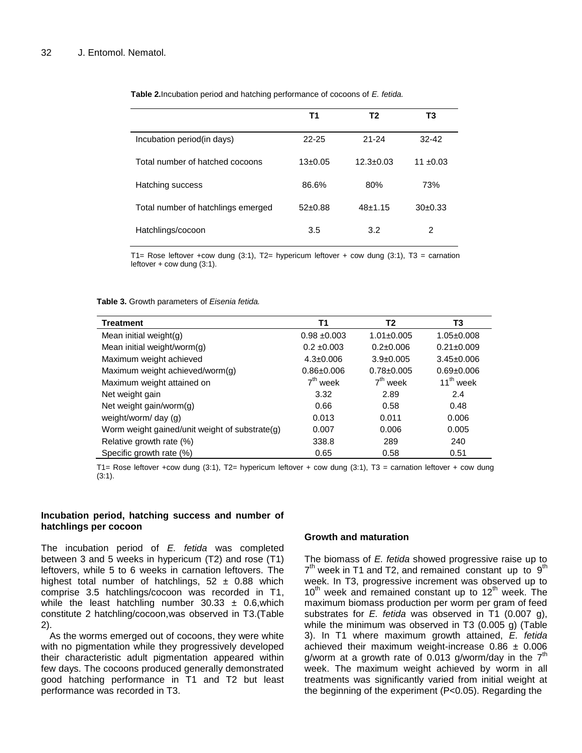**Table 2.** Incubation period and hatching performance of cocoons of *E. fetida.*

| | T1 | T2 | T3 |
|---|---|---|---|
| Incubation period(in days) | 22-25 | 21-24 | 32-42 |
| Total number of hatched cocoons | 13±0.05 | 12.3±0.03 | 11 ±0.03 |
| Hatching success | 86.6% | 80% | 73% |
| Total number of hatchlings emerged | 52±0.88 | 48±1.15 | 30±0.33 |
| Hatchlings/cocoon | 3.5 | 3.2 | 2 |

T1= Rose leftover +cow dung (3:1), T2= hypericum leftover + cow dung (3:1), T3 = carnation leftover + cow dung (3:1).

**Table 3.** Growth parameters of *Eisenia fetida.*

| Treatment | T1 | T2 | T3 |
|---|---|---|---|
| Mean initial weight(g) | 0.98 ±0.003 | 1.01±0.005 | 1.05±0.008 |
| Mean initial weight/worm(g) | 0.2 ±0.003 | 0.2±0.006 | 0.21±0.009 |
| Maximum weight achieved | 4.3±0.006 | 3.9±0.005 | 3.45±0.006 |
| Maximum weight achieved/worm(g) | 0.86±0.006 | 0.78±0.005 | 0.69±0.006 |
| Maximum weight attained on | 7th week | 7th week | 11th week |
| Net weight gain | 3.32 | 2.89 | 2.4 |
| Net weight gain/worm(g) | 0.66 | 0.58 | 0.48 |
| weight/worm/ day (g) | 0.013 | 0.011 | 0.006 |
| Worm weight gained/unit weight of substrate(g) | 0.007 | 0.006 | 0.005 |
| Relative growth rate (%) | 338.8 | 289 | 240 |
| Specific growth rate (%) | 0.65 | 0.58 | 0.51 |

T1= Rose leftover +cow dung (3:1), T2= hypericum leftover + cow dung (3:1), T3 = carnation leftover + cow dung (3:1).

### Incubation period, hatching success and number of hatchlings per cocoon

The incubation period of *E. fetida* was completed between 3 and 5 weeks in hypericum (T2) and rose (T1) leftovers, while 5 to 6 weeks in carnation leftovers. The highest total number of hatchlings, 52 ± 0.88 which comprise 3.5 hatchlings/cocoon was recorded in T1, while the least hatchling number 30.33 ± 0.6,which constitute 2 hatchling/cocoon,was observed in T3.(Table 2).

As the worms emerged out of cocoons, they were white with no pigmentation while they progressively developed their characteristic adult pigmentation appeared within few days. The cocoons produced generally demonstrated good hatching performance in T1 and T2 but least performance was recorded in T3.

### Growth and maturation

The biomass of *E. fetida* showed progressive raise up to 7th week in T1 and T2, and remained constant up to 9th week. In T3, progressive increment was observed up to 10th week and remained constant up to 12th week. The maximum biomass production per worm per gram of feed substrates for *E. fetida* was observed in T1 (0.007 g), while the minimum was observed in T3 (0.005 g) (Table 3). In T1 where maximum growth attained, *E. fetida* achieved their maximum weight-increase 0.86 ± 0.006 g/worm at a growth rate of 0.013 g/worm/day in the 7th week. The maximum weight achieved by worm in all treatments was significantly varied from initial weight at the beginning of the experiment ($P<0.05$). Regarding the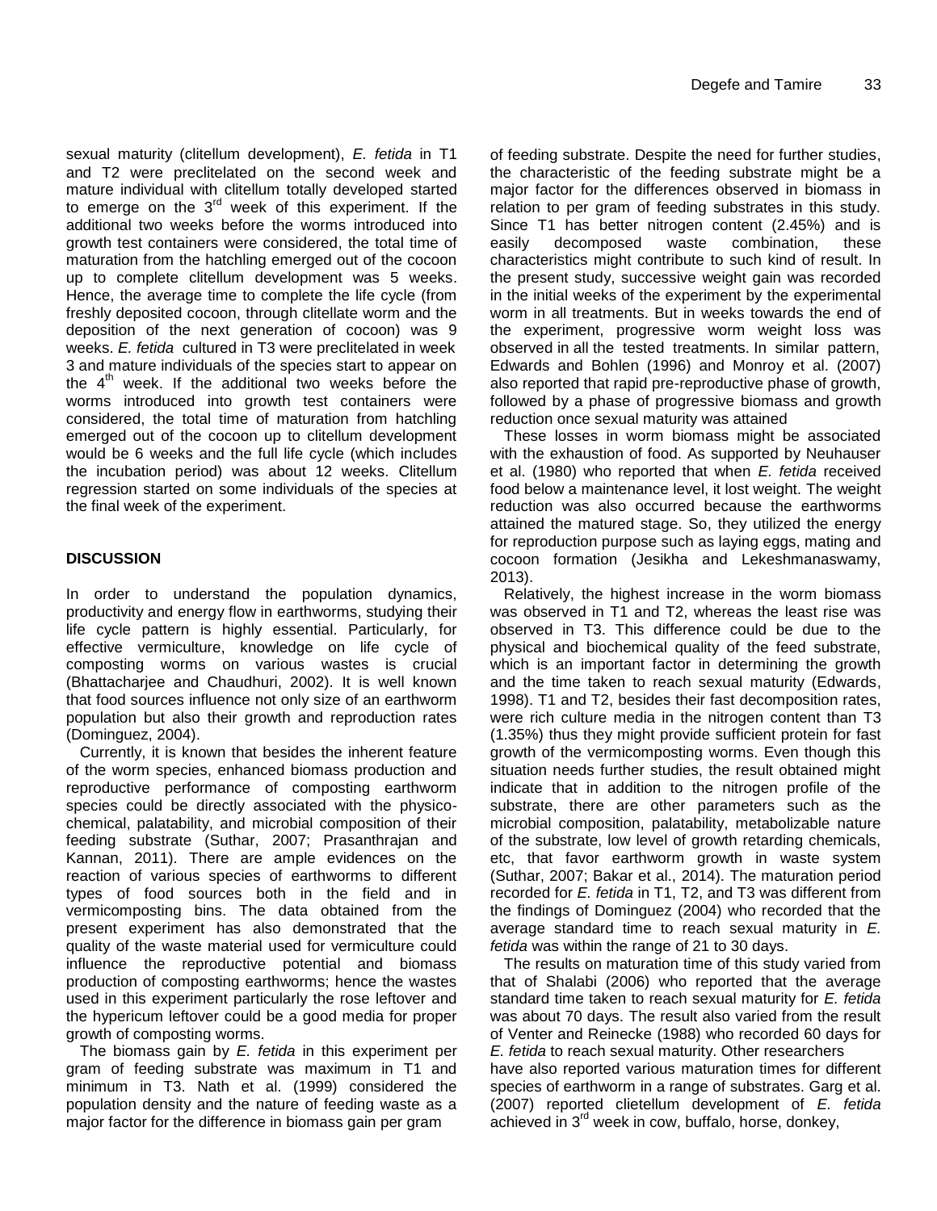sexual maturity (clitellum development), *E. fetida* in T1 and T2 were preclitelated on the second week and mature individual with clitellum totally developed started to emerge on the 3rd week of this experiment. If the additional two weeks before the worms introduced into growth test containers were considered, the total time of maturation from the hatchling emerged out of the cocoon up to complete clitellum development was 5 weeks. Hence, the average time to complete the life cycle (from freshly deposited cocoon, through clitellate worm and the deposition of the next generation of cocoon) was 9 weeks. *E. fetida* cultured in T3 were preclitelated in week 3 and mature individuals of the species start to appear on the 4th week. If the additional two weeks before the worms introduced into growth test containers were considered, the total time of maturation from hatchling emerged out of the cocoon up to clitellum development would be 6 weeks and the full life cycle (which includes the incubation period) was about 12 weeks. Clitellum regression started on some individuals of the species at the final week of the experiment.

## DISCUSSION

In order to understand the population dynamics, productivity and energy flow in earthworms, studying their life cycle pattern is highly essential. Particularly, for effective vermiculture, knowledge on life cycle of composting worms on various wastes is crucial (Bhattacharjee and Chaudhuri, 2002). It is well known that food sources influence not only size of an earthworm population but also their growth and reproduction rates (Dominguez, 2004).

Currently, it is known that besides the inherent feature of the worm species, enhanced biomass production and reproductive performance of composting earthworm species could be directly associated with the physico-chemical, palatability, and microbial composition of their feeding substrate (Suthar, 2007; Prasanthrajan and Kannan, 2011). There are ample evidences on the reaction of various species of earthworms to different types of food sources both in the field and in vermicomposting bins. The data obtained from the present experiment has also demonstrated that the quality of the waste material used for vermiculture could influence the reproductive potential and biomass production of composting earthworms; hence the wastes used in this experiment particularly the rose leftover and the hypericum leftover could be a good media for proper growth of composting worms.

The biomass gain by *E. fetida* in this experiment per gram of feeding substrate was maximum in T1 and minimum in T3. Nath et al. (1999) considered the population density and the nature of feeding waste as a major factor for the difference in biomass gain per gram of feeding substrate. Despite the need for further studies, the characteristic of the feeding substrate might be a major factor for the differences observed in biomass in relation to per gram of feeding substrates in this study. Since T1 has better nitrogen content (2.45%) and is easily decomposed waste combination, these characteristics might contribute to such kind of result. In the present study, successive weight gain was recorded in the initial weeks of the experiment by the experimental worm in all treatments. But in weeks towards the end of the experiment, progressive worm weight loss was observed in all the tested treatments. In similar pattern, Edwards and Bohlen (1996) and Monroy et al. (2007) also reported that rapid pre-reproductive phase of growth, followed by a phase of progressive biomass and growth reduction once sexual maturity was attained

These losses in worm biomass might be associated with the exhaustion of food. As supported by Neuhauser et al. (1980) who reported that when *E. fetida* received food below a maintenance level, it lost weight. The weight reduction was also occurred because the earthworms attained the matured stage. So, they utilized the energy for reproduction purpose such as laying eggs, mating and cocoon formation (Jesikha and Lekeshmanaswamy, 2013).

Relatively, the highest increase in the worm biomass was observed in T1 and T2, whereas the least rise was observed in T3. This difference could be due to the physical and biochemical quality of the feed substrate, which is an important factor in determining the growth and the time taken to reach sexual maturity (Edwards, 1998). T1 and T2, besides their fast decomposition rates, were rich culture media in the nitrogen content than T3 (1.35%) thus they might provide sufficient protein for fast growth of the vermicomposting worms. Even though this situation needs further studies, the result obtained might indicate that in addition to the nitrogen profile of the substrate, there are other parameters such as the microbial composition, palatability, metabolizable nature of the substrate, low level of growth retarding chemicals, etc, that favor earthworm growth in waste system (Suthar, 2007; Bakar et al., 2014). The maturation period recorded for *E. fetida* in T1, T2, and T3 was different from the findings of Dominguez (2004) who recorded that the average standard time to reach sexual maturity in *E. fetida* was within the range of 21 to 30 days.

The results on maturation time of this study varied from that of Shalabi (2006) who reported that the average standard time taken to reach sexual maturity for *E. fetida* was about 70 days. The result also varied from the result of Venter and Reinecke (1988) who recorded 60 days for *E. fetida* to reach sexual maturity. Other researchers have also reported various maturation times for different species of earthworm in a range of substrates. Garg et al. (2007) reported clietellum development of *E. fetida* achieved in 3rd week in cow, buffalo, horse, donkey,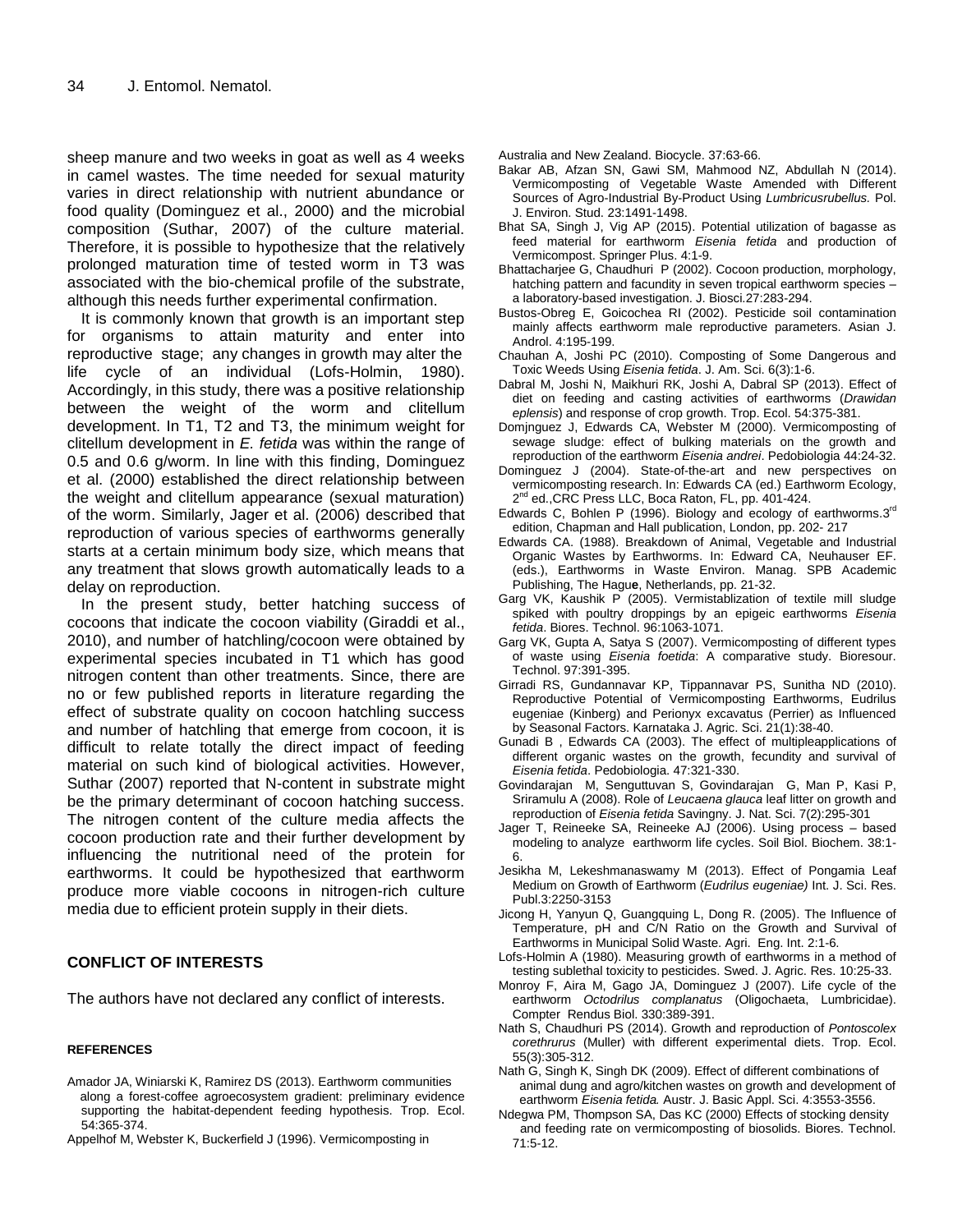sheep manure and two weeks in goat as well as 4 weeks in camel wastes. The time needed for sexual maturity varies in direct relationship with nutrient abundance or food quality (Dominguez et al., 2000) and the microbial composition (Suthar, 2007) of the culture material. Therefore, it is possible to hypothesize that the relatively prolonged maturation time of tested worm in T3 was associated with the bio-chemical profile of the substrate, although this needs further experimental confirmation.

It is commonly known that growth is an important step for organisms to attain maturity and enter into reproductive stage; any changes in growth may alter the life cycle of an individual (Lofs-Holmin, 1980). Accordingly, in this study, there was a positive relationship between the weight of the worm and clitellum development. In T1, T2 and T3, the minimum weight for clitellum development in *E. fetida* was within the range of 0.5 and 0.6 g/worm. In line with this finding, Dominguez et al. (2000) established the direct relationship between the weight and clitellum appearance (sexual maturation) of the worm. Similarly, Jager et al. (2006) described that reproduction of various species of earthworms generally starts at a certain minimum body size, which means that any treatment that slows growth automatically leads to a delay on reproduction.

In the present study, better hatching success of cocoons that indicate the cocoon viability (Giraddi et al., 2010), and number of hatchling/cocoon were obtained by experimental species incubated in T1 which has good nitrogen content than other treatments. Since, there are no or few published reports in literature regarding the effect of substrate quality on cocoon hatchling success and number of hatchling that emerge from cocoon, it is difficult to relate totally the direct impact of feeding material on such kind of biological activities. However, Suthar (2007) reported that N-content in substrate might be the primary determinant of cocoon hatching success. The nitrogen content of the culture media affects the cocoon production rate and their further development by influencing the nutritional need of the protein for earthworms. It could be hypothesized that earthworm produce more viable cocoons in nitrogen-rich culture media due to efficient protein supply in their diets.

## CONFLICT OF INTERESTS

The authors have not declared any conflict of interests.

## REFERENCES

Amador JA, Winiarski K, Ramirez DS (2013). Earthworm communities along a forest-coffee agroecosystem gradient: preliminary evidence supporting the habitat-dependent feeding hypothesis. Trop. Ecol. 54:365-374.

Appelhof M, Webster K, Buckerfield J (1996). Vermicomposting in Australia and New Zealand. Biocycle. 37:63-66.

Bakar AB, Afzan SN, Gawi SM, Mahmood NZ, Abdullah N (2014). Vermicomposting of Vegetable Waste Amended with Different Sources of Agro-Industrial By-Product Using *Lumbricusrubellus.* Pol. J. Environ. Stud. 23:1491-1498.

Bhat SA, Singh J, Vig AP (2015). Potential utilization of bagasse as feed material for earthworm *Eisenia fetida* and production of Vermicompost. Springer Plus. 4:1-9.

Bhattacharjee G, Chaudhuri P (2002). Cocoon production, morphology, hatching pattern and facundity in seven tropical earthworm species – a laboratory-based investigation. J. Biosci.27:283-294.

Bustos-Obreg E, Goicochea RI (2002). Pesticide soil contamination mainly affects earthworm male reproductive parameters. Asian J. Androl. 4:195-199.

Chauhan A, Joshi PC (2010). Composting of Some Dangerous and Toxic Weeds Using *Eisenia fetida*. J. Am. Sci. 6(3):1-6.

Dabral M, Joshi N, Maikhuri RK, Joshi A, Dabral SP (2013). Effect of diet on feeding and casting activities of earthworms (*Drawidan eplensis*) and response of crop growth. Trop. Ecol. 54:375-381.

Domjnguez J, Edwards CA, Webster M (2000). Vermicomposting of sewage sludge: effect of bulking materials on the growth and reproduction of the earthworm *Eisenia andrei*. Pedobiologia 44:24-32.

Dominguez J (2004). State-of-the-art and new perspectives on vermicomposting research. In: Edwards CA (ed.) Earthworm Ecology, 2nd ed.,CRC Press LLC, Boca Raton, FL, pp. 401-424.

Edwards C, Bohlen P (1996). Biology and ecology of earthworms.3rd edition, Chapman and Hall publication, London, pp. 202- 217

Edwards CA. (1988). Breakdown of Animal, Vegetable and Industrial Organic Wastes by Earthworms. In: Edward CA, Neuhauser EF. (eds.), Earthworms in Waste Environ. Manag. SPB Academic Publishing, The Hague, Netherlands, pp. 21-32.

Garg VK, Kaushik P (2005). Vermistablization of textile mill sludge spiked with poultry droppings by an epigeic earthworms *Eisenia fetida*. Biores. Technol. 96:1063-1071.

Garg VK, Gupta A, Satya S (2007). Vermicomposting of different types of waste using *Eisenia foetida*: A comparative study. Bioresour. Technol. 97:391-395.

Girradi RS, Gundannavar KP, Tippannavar PS, Sunitha ND (2010). Reproductive Potential of Vermicomposting Earthworms, Eudrilus eugeniae (Kinberg) and Perionyx excavatus (Perrier) as Influenced by Seasonal Factors. Karnataka J. Agric. Sci. 21(1):38-40.

Gunadi B , Edwards CA (2003). The effect of multipleapplications of different organic wastes on the growth, fecundity and survival of *Eisenia fetida*. Pedobiologia. 47:321-330.

Govindarajan M, Senguttuvan S, Govindarajan G, Man P, Kasi P, Sriramulu A (2008). Role of *Leucaena glauca* leaf litter on growth and reproduction of *Eisenia fetida* Savingny. J. Nat. Sci. 7(2):295-301

Jager T, Reineeke SA, Reineeke AJ (2006). Using process – based modeling to analyze earthworm life cycles. Soil Biol. Biochem. 38:1-6.

Jesikha M, Lekeshmanaswamy M (2013). Effect of Pongamia Leaf Medium on Growth of Earthworm (*Eudrilus eugeniae)* Int. J. Sci. Res. Publ.3:2250-3153

Jicong H, Yanyun Q, Guangquing L, Dong R. (2005). The Influence of Temperature, pH and C/N Ratio on the Growth and Survival of Earthworms in Municipal Solid Waste. Agri. Eng. Int. 2:1-6.

Lofs-Holmin A (1980). Measuring growth of earthworms in a method of testing sublethal toxicity to pesticides. Swed. J. Agric. Res. 10:25-33.

Monroy F, Aira M, Gago JA, Dominguez J (2007). Life cycle of the earthworm *Octodrilus complanatus* (Oligochaeta, Lumbricidae). Compter Rendus Biol. 330:389-391.

Nath S, Chaudhuri PS (2014). Growth and reproduction of *Pontoscolex corethrurus* (Muller) with different experimental diets. Trop. Ecol. 55(3):305-312.

Nath G, Singh K, Singh DK (2009). Effect of different combinations of animal dung and agro/kitchen wastes on growth and development of earthworm *Eisenia fetida.* Austr. J. Basic Appl. Sci. 4:3553-3556.

Ndegwa PM, Thompson SA, Das KC (2000) Effects of stocking density and feeding rate on vermicomposting of biosolids. Biores. Technol. 71:5-12.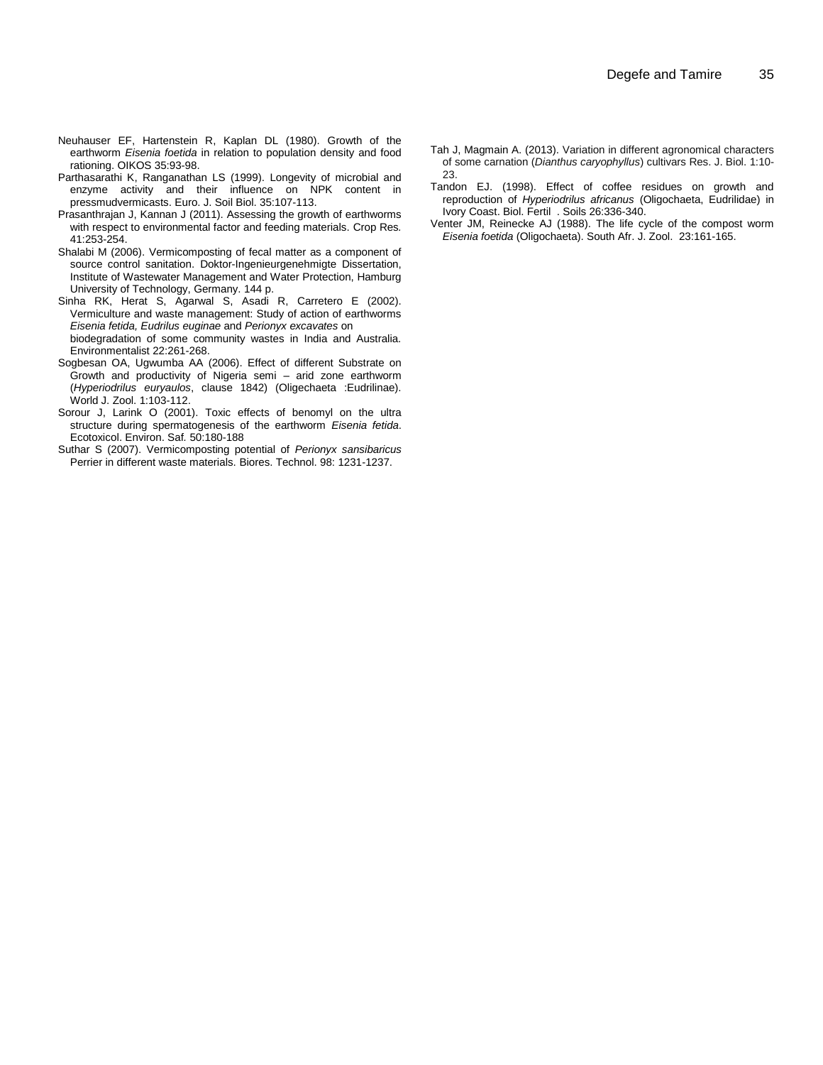Neuhauser EF, Hartenstein R, Kaplan DL (1980). Growth of the earthworm *Eisenia foetida* in relation to population density and food rationing. OIKOS 35:93-98.

Parthasarathi K, Ranganathan LS (1999). Longevity of microbial and enzyme activity and their influence on NPK content in pressmudvermicasts. Euro. J. Soil Biol. 35:107-113.

Prasanthrajan J, Kannan J (2011). Assessing the growth of earthworms with respect to environmental factor and feeding materials. Crop Res. 41:253-254.

Shalabi M (2006). Vermicomposting of fecal matter as a component of source control sanitation. Doktor-Ingenieurgenehmigte Dissertation, Institute of Wastewater Management and Water Protection, Hamburg University of Technology, Germany. 144 p.

Sinha RK, Herat S, Agarwal S, Asadi R, Carretero E (2002). Vermiculture and waste management: Study of action of earthworms *Eisenia fetida, Eudrilus euginae* and *Perionyx excavates* on biodegradation of some community wastes in India and Australia. Environmentalist 22:261-268.

Sogbesan OA, Ugwumba AA (2006). Effect of different Substrate on Growth and productivity of Nigeria semi – arid zone earthworm (*Hyperiodrilus euryaulos*, clause 1842) (Oligechaeta :Eudrilinae). World J. Zool. 1:103-112.

Sorour J, Larink O (2001). Toxic effects of benomyl on the ultra structure during spermatogenesis of the earthworm *Eisenia fetida*. Ecotoxicol. Environ. Saf. 50:180-188

Suthar S (2007). Vermicomposting potential of *Perionyx sansibaricus* Perrier in different waste materials. Biores. Technol. 98: 1231-1237.

Tah J, Magmain A. (2013). Variation in different agronomical characters of some carnation (*Dianthus caryophyllus*) cultivars Res. J. Biol. 1:10-23.

Tandon EJ. (1998). Effect of coffee residues on growth and reproduction of *Hyperiodrilus africanus* (Oligochaeta, Eudrilidae) in Ivory Coast. Biol. Fertil . Soils 26:336-340.

Venter JM, Reinecke AJ (1988). The life cycle of the compost worm *Eisenia foetida* (Oligochaeta). South Afr. J. Zool. 23:161-165.